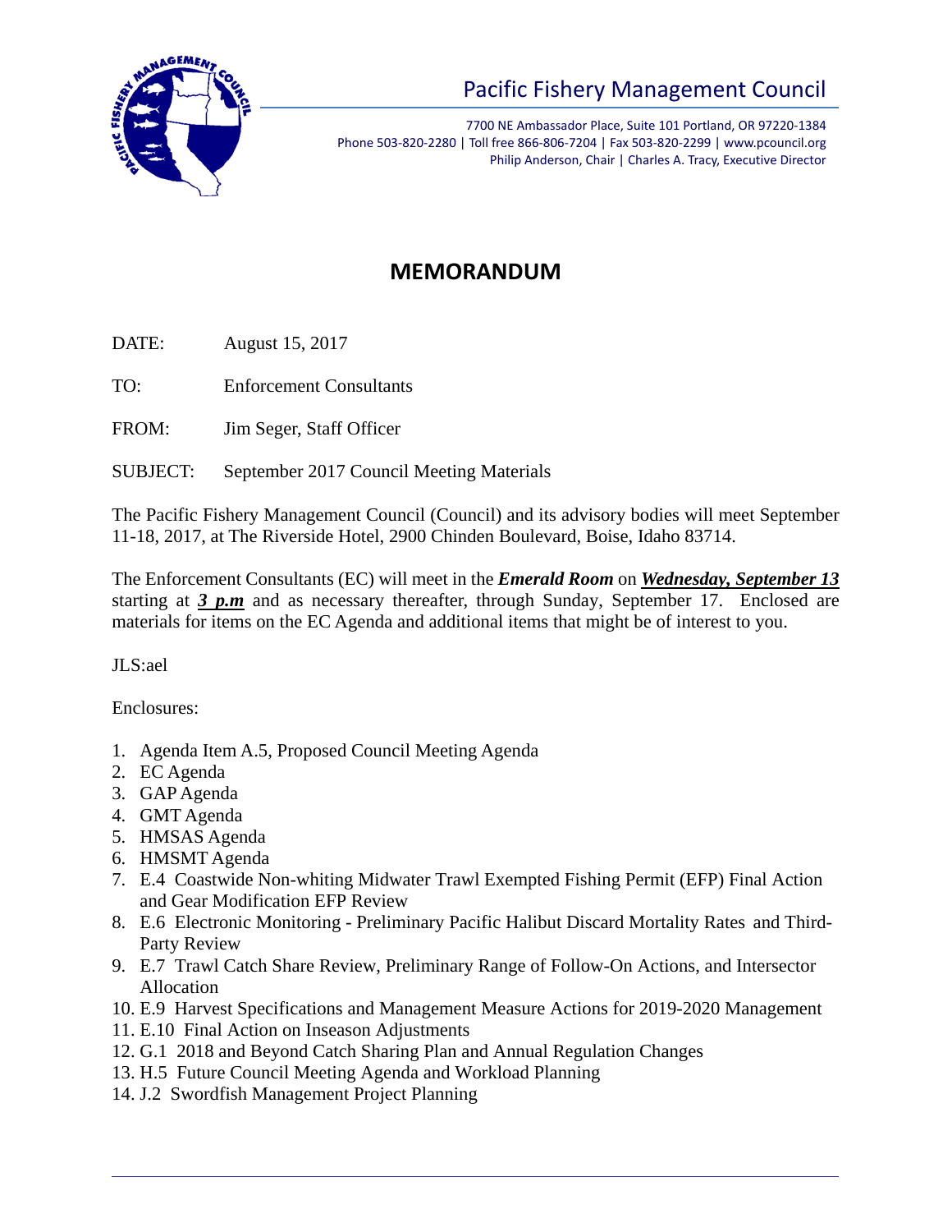## Pacific Fishery Management Council

7700 NE Ambassador Place, Suite 101 Portland, OR 97220-1384
Phone 503-820-2280 | Toll free 866-806-7204 | Fax 503-820-2299 | www.pcouncil.org
Philip Anderson, Chair | Charles A. Tracy, Executive Director

# MEMORANDUM

DATE: August 15, 2017

TO: Enforcement Consultants

FROM: Jim Seger, Staff Officer

SUBJECT: September 2017 Council Meeting Materials

The Pacific Fishery Management Council (Council) and its advisory bodies will meet September 11-18, 2017, at The Riverside Hotel, 2900 Chinden Boulevard, Boise, Idaho 83714.

The Enforcement Consultants (EC) will meet in the ***Emerald Room*** on ***Wednesday, September 13*** starting at ***3 p.m*** and as necessary thereafter, through Sunday, September 17. Enclosed are materials for items on the EC Agenda and additional items that might be of interest to you.

JLS:ael

Enclosures:

1. Agenda Item A.5, Proposed Council Meeting Agenda
2. EC Agenda
3. GAP Agenda
4. GMT Agenda
5. HMSAS Agenda
6. HMSMT Agenda
7. E.4 Coastwide Non-whiting Midwater Trawl Exempted Fishing Permit (EFP) Final Action and Gear Modification EFP Review
8. E.6 Electronic Monitoring - Preliminary Pacific Halibut Discard Mortality Rates and Third-Party Review
9. E.7 Trawl Catch Share Review, Preliminary Range of Follow-On Actions, and Intersector Allocation
10. E.9 Harvest Specifications and Management Measure Actions for 2019-2020 Management
11. E.10 Final Action on Inseason Adjustments
12. G.1 2018 and Beyond Catch Sharing Plan and Annual Regulation Changes
13. H.5 Future Council Meeting Agenda and Workload Planning
14. J.2 Swordfish Management Project Planning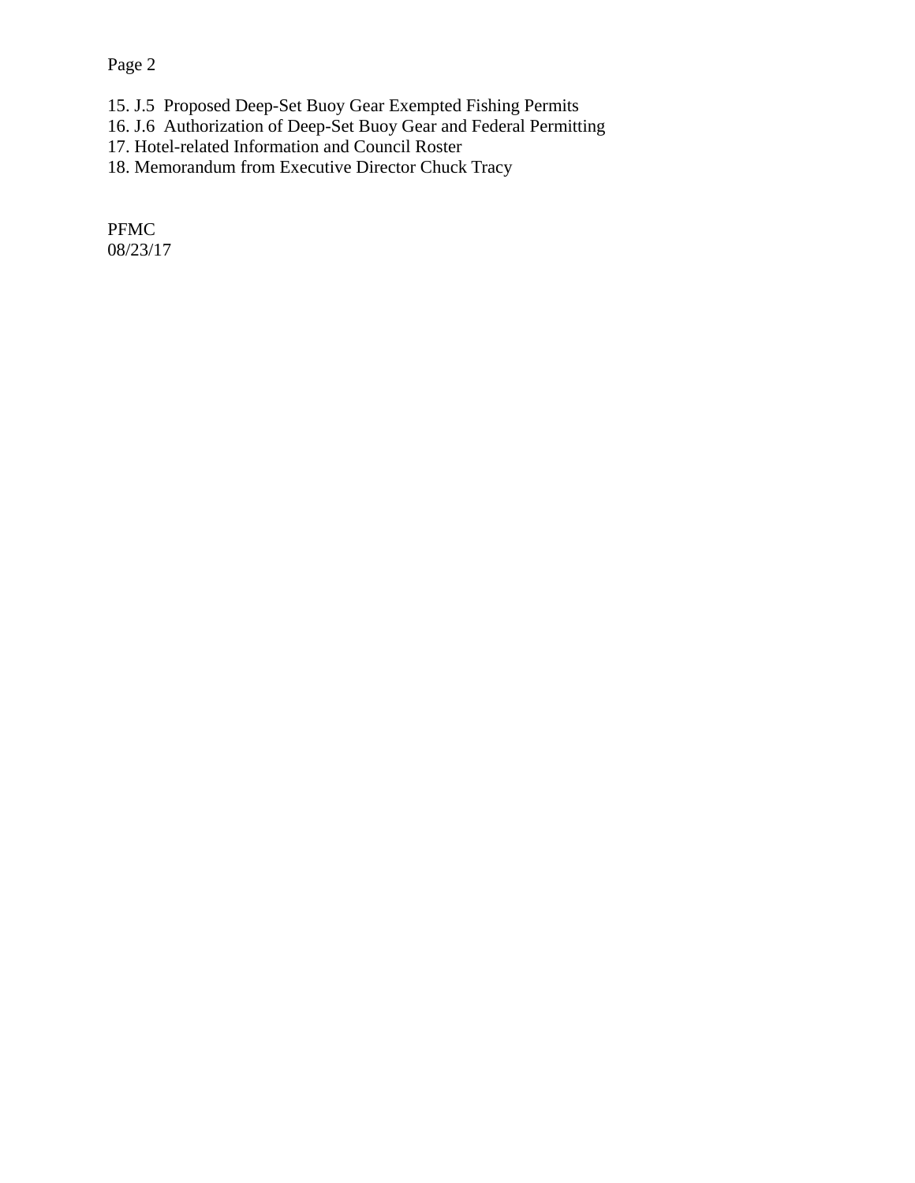15. J.5 Proposed Deep-Set Buoy Gear Exempted Fishing Permits
16. J.6 Authorization of Deep-Set Buoy Gear and Federal Permitting
17. Hotel-related Information and Council Roster
18. Memorandum from Executive Director Chuck Tracy

PFMC
08/23/17